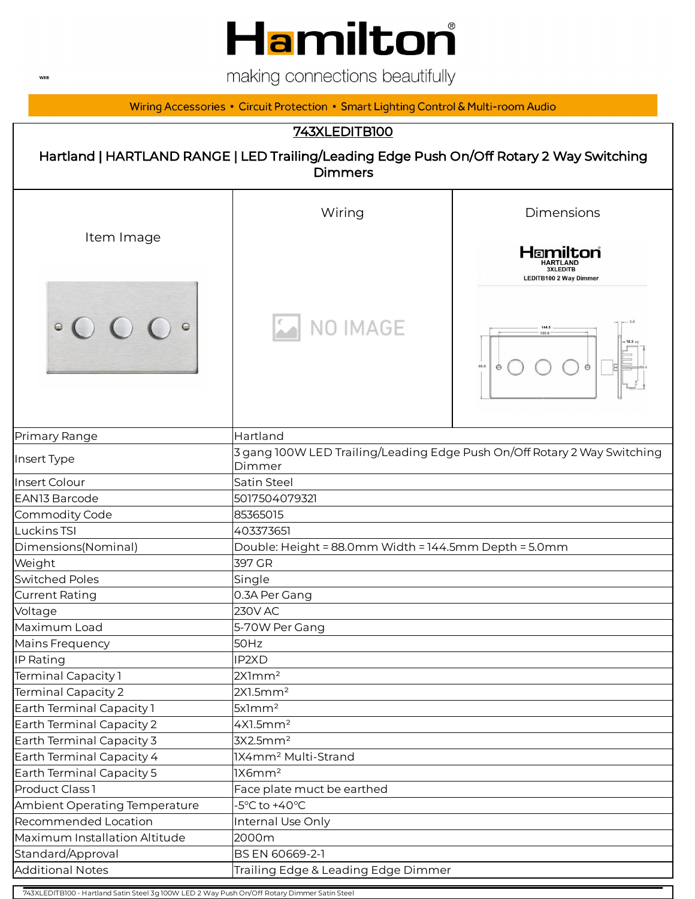# Hamilton

making connections beautifully

Wiring Accessories • Circuit Protection • Smart Lighting Control & Multi-room Audio

## 743XLEDITB100

## Hartland | HARTLAND RANGE | LED Trailing/Leading Edge Push On/Off Rotary 2 Way Switching Dimmers

| Item Image | Wiring | Dimensions |
| --- | --- | --- |
| | NO IMAGE | |

| | |
| --- | --- |
| Primary Range | Hartland |
| Insert Type | 3 gang 100W LED Trailing/Leading Edge Push On/Off Rotary 2 Way Switching Dimmer |
| Insert Colour | Satin Steel |
| EAN13 Barcode | 5017504079321 |
| Commodity Code | 85365015 |
| Luckins TSI | 403373651 |
| Dimensions(Nominal) | Double: Height = 88.0mm Width = 144.5mm Depth = 5.0mm |
| Weight | 397 GR |
| Switched Poles | Single |
| Current Rating | 0.3A Per Gang |
| Voltage | 230V AC |
| Maximum Load | 5-70W Per Gang |
| Mains Frequency | 50Hz |
| IP Rating | IP2XD |
| Terminal Capacity 1 | 2X1mm² |
| Terminal Capacity 2 | 2X1.5mm² |
| Earth Terminal Capacity 1 | 5x1mm² |
| Earth Terminal Capacity 2 | 4X1.5mm² |
| Earth Terminal Capacity 3 | 3X2.5mm² |
| Earth Terminal Capacity 4 | 1X4mm² Multi-Strand |
| Earth Terminal Capacity 5 | 1X6mm² |
| Product Class 1 | Face plate muct be earthed |
| Ambient Operating Temperature | -5°C to +40°C |
| Recommended Location | Internal Use Only |
| Maximum Installation Altitude | 2000m |
| Standard/Approval | BS EN 60669-2-1 |
| Additional Notes | Trailing Edge & Leading Edge Dimmer |

743XLEDITB100 - Hartland Satin Steel 3g 100W LED 2 Way Push On/Off Rotary Dimmer Satin Steel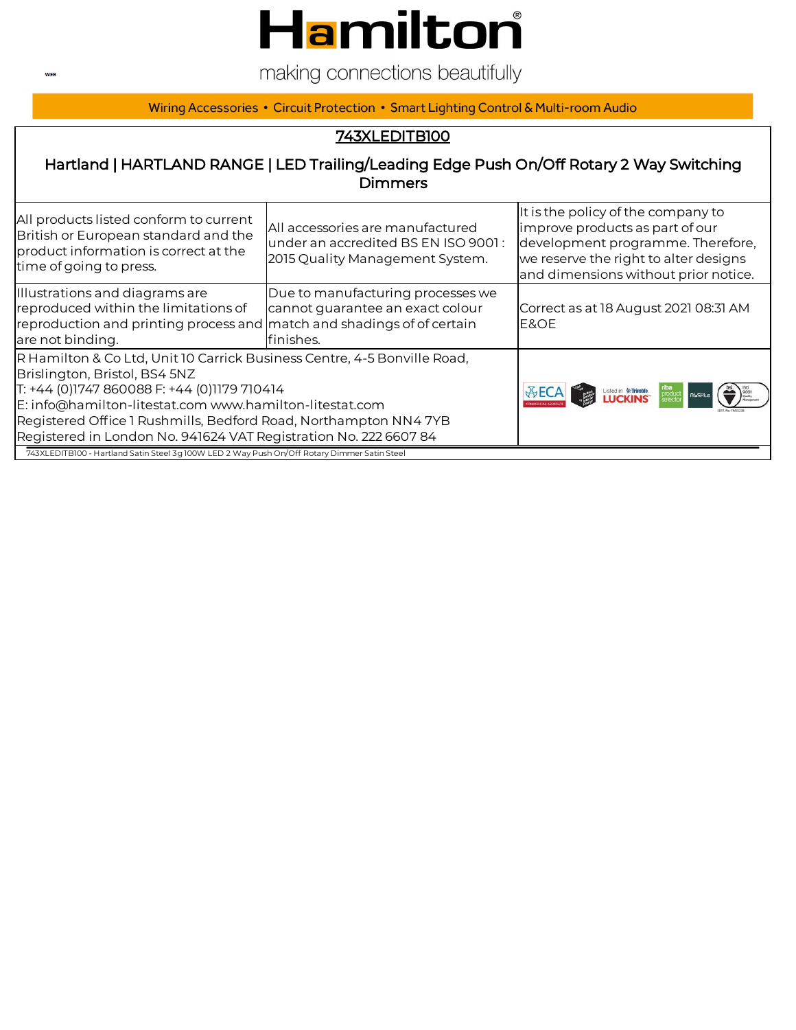# Hamilton®

WEB

making connections beautifully

Wiring Accessories • Circuit Protection • Smart Lighting Control & Multi-room Audio

## 743XLEDITB100

## Hartland | HARTLAND RANGE | LED Trailing/Leading Edge Push On/Off Rotary 2 Way Switching Dimmers

| | | |
|---|---|---|
| All products listed conform to current British or European standard and the product information is correct at the time of going to press. | All accessories are manufactured under an accredited BS EN ISO 9001 : 2015 Quality Management System. | It is the policy of the company to improve products as part of our development programme. Therefore, we reserve the right to alter designs and dimensions without prior notice. |
| Illustrations and diagrams are reproduced within the limitations of reproduction and printing process and are not binding. | Due to manufacturing processes we cannot guarantee an exact colour match and shadings of of certain finishes. | Correct as at 18 August 2021 08:31 AM E&OE |

R Hamilton & Co Ltd, Unit 10 Carrick Business Centre, 4-5 Bonville Road, Brislington, Bristol, BS4 5NZ
T: +44 (0)1747 860088 F: +44 (0)1179 710414
E: info@hamilton-litestat.com www.hamilton-litestat.com
Registered Office 1 Rushmills, Bedford Road, Northampton NN4 7YB
Registered in London No. 941624 VAT Registration No. 222 6607 84

ECA Commercial Associate | Listed in Trimble LUCKINS | riba product selector | NBS Plus | bsi ISO 9001 Quality Management

743XLEDITB100 - Hartland Satin Steel 3g 100W LED 2 Way Push On/Off Rotary Dimmer Satin Steel